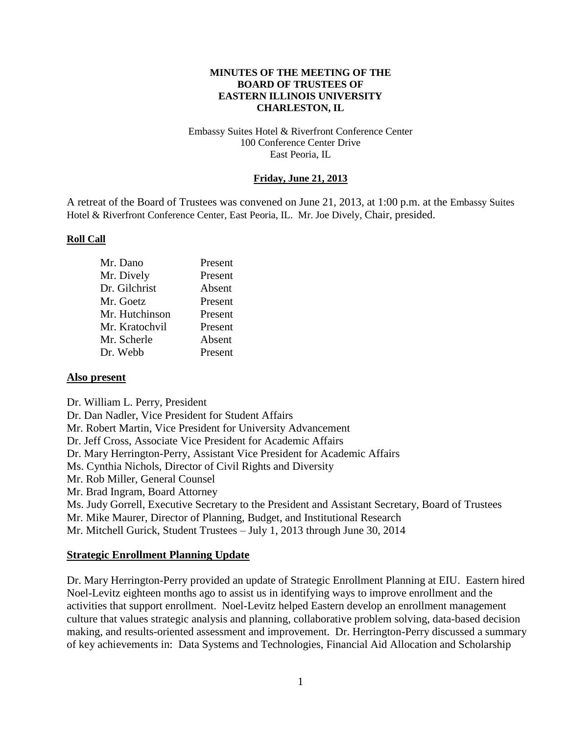**MINUTES OF THE MEETING OF THE**
**BOARD OF TRUSTEES OF**
**EASTERN ILLINOIS UNIVERSITY**
**CHARLESTON, IL**

Embassy Suites Hotel & Riverfront Conference Center
100 Conference Center Drive
East Peoria, IL

**Friday, June 21, 2013**

A retreat of the Board of Trustees was convened on June 21, 2013, at 1:00 p.m. at the Embassy Suites Hotel & Riverfront Conference Center, East Peoria, IL. Mr. Joe Dively, Chair, presided.

**Roll Call**

| | |
|---|---|
| Mr. Dano | Present |
| Mr. Dively | Present |
| Dr. Gilchrist | Absent |
| Mr. Goetz | Present |
| Mr. Hutchinson | Present |
| Mr. Kratochvil | Present |
| Mr. Scherle | Absent |
| Dr. Webb | Present |

**Also present**

Dr. William L. Perry, President
Dr. Dan Nadler, Vice President for Student Affairs
Mr. Robert Martin, Vice President for University Advancement
Dr. Jeff Cross, Associate Vice President for Academic Affairs
Dr. Mary Herrington-Perry, Assistant Vice President for Academic Affairs
Ms. Cynthia Nichols, Director of Civil Rights and Diversity
Mr. Rob Miller, General Counsel
Mr. Brad Ingram, Board Attorney
Ms. Judy Gorrell, Executive Secretary to the President and Assistant Secretary, Board of Trustees
Mr. Mike Maurer, Director of Planning, Budget, and Institutional Research
Mr. Mitchell Gurick, Student Trustees – July 1, 2013 through June 30, 2014

**Strategic Enrollment Planning Update**

Dr. Mary Herrington-Perry provided an update of Strategic Enrollment Planning at EIU. Eastern hired Noel-Levitz eighteen months ago to assist us in identifying ways to improve enrollment and the activities that support enrollment. Noel-Levitz helped Eastern develop an enrollment management culture that values strategic analysis and planning, collaborative problem solving, data-based decision making, and results-oriented assessment and improvement. Dr. Herrington-Perry discussed a summary of key achievements in: Data Systems and Technologies, Financial Aid Allocation and Scholarship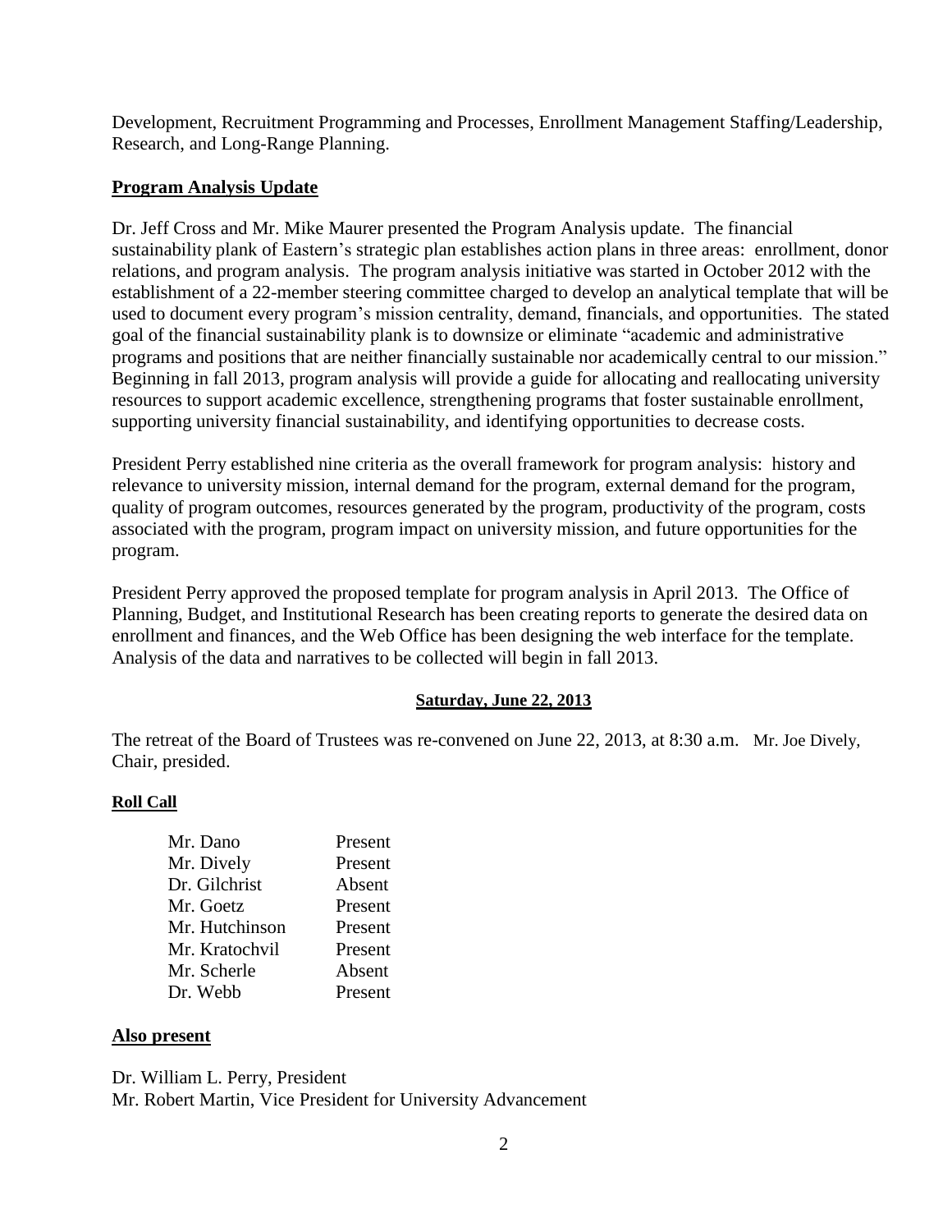Development, Recruitment Programming and Processes, Enrollment Management Staffing/Leadership, Research, and Long-Range Planning.

## Program Analysis Update

Dr. Jeff Cross and Mr. Mike Maurer presented the Program Analysis update. The financial sustainability plank of Eastern's strategic plan establishes action plans in three areas: enrollment, donor relations, and program analysis. The program analysis initiative was started in October 2012 with the establishment of a 22-member steering committee charged to develop an analytical template that will be used to document every program's mission centrality, demand, financials, and opportunities. The stated goal of the financial sustainability plank is to downsize or eliminate "academic and administrative programs and positions that are neither financially sustainable nor academically central to our mission." Beginning in fall 2013, program analysis will provide a guide for allocating and reallocating university resources to support academic excellence, strengthening programs that foster sustainable enrollment, supporting university financial sustainability, and identifying opportunities to decrease costs.

President Perry established nine criteria as the overall framework for program analysis: history and relevance to university mission, internal demand for the program, external demand for the program, quality of program outcomes, resources generated by the program, productivity of the program, costs associated with the program, program impact on university mission, and future opportunities for the program.

President Perry approved the proposed template for program analysis in April 2013. The Office of Planning, Budget, and Institutional Research has been creating reports to generate the desired data on enrollment and finances, and the Web Office has been designing the web interface for the template. Analysis of the data and narratives to be collected will begin in fall 2013.

## Saturday, June 22, 2013

The retreat of the Board of Trustees was re-convened on June 22, 2013, at 8:30 a.m. Mr. Joe Dively, Chair, presided.

### Roll Call

| | |
|---|---|
| Mr. Dano | Present |
| Mr. Dively | Present |
| Dr. Gilchrist | Absent |
| Mr. Goetz | Present |
| Mr. Hutchinson | Present |
| Mr. Kratochvil | Present |
| Mr. Scherle | Absent |
| Dr. Webb | Present |

### Also present

Dr. William L. Perry, President
Mr. Robert Martin, Vice President for University Advancement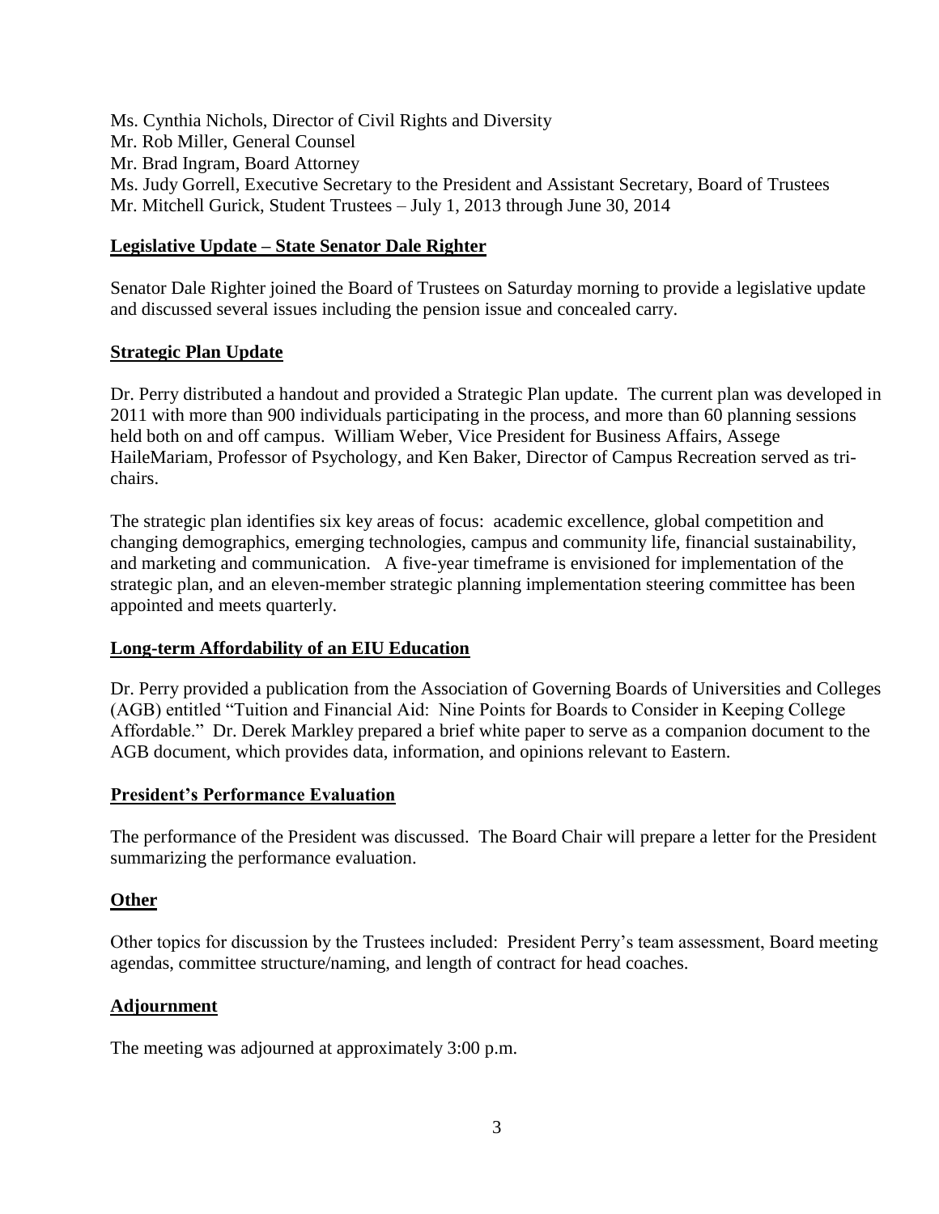Ms. Cynthia Nichols, Director of Civil Rights and Diversity
Mr. Rob Miller, General Counsel
Mr. Brad Ingram, Board Attorney
Ms. Judy Gorrell, Executive Secretary to the President and Assistant Secretary, Board of Trustees
Mr. Mitchell Gurick, Student Trustees – July 1, 2013 through June 30, 2014

## Legislative Update – State Senator Dale Righter

Senator Dale Righter joined the Board of Trustees on Saturday morning to provide a legislative update and discussed several issues including the pension issue and concealed carry.

## Strategic Plan Update

Dr. Perry distributed a handout and provided a Strategic Plan update. The current plan was developed in 2011 with more than 900 individuals participating in the process, and more than 60 planning sessions held both on and off campus. William Weber, Vice President for Business Affairs, Assege HaileMariam, Professor of Psychology, and Ken Baker, Director of Campus Recreation served as tri-chairs.

The strategic plan identifies six key areas of focus: academic excellence, global competition and changing demographics, emerging technologies, campus and community life, financial sustainability, and marketing and communication. A five-year timeframe is envisioned for implementation of the strategic plan, and an eleven-member strategic planning implementation steering committee has been appointed and meets quarterly.

## Long-term Affordability of an EIU Education

Dr. Perry provided a publication from the Association of Governing Boards of Universities and Colleges (AGB) entitled "Tuition and Financial Aid: Nine Points for Boards to Consider in Keeping College Affordable." Dr. Derek Markley prepared a brief white paper to serve as a companion document to the AGB document, which provides data, information, and opinions relevant to Eastern.

## President's Performance Evaluation

The performance of the President was discussed. The Board Chair will prepare a letter for the President summarizing the performance evaluation.

## Other

Other topics for discussion by the Trustees included: President Perry's team assessment, Board meeting agendas, committee structure/naming, and length of contract for head coaches.

## Adjournment

The meeting was adjourned at approximately 3:00 p.m.